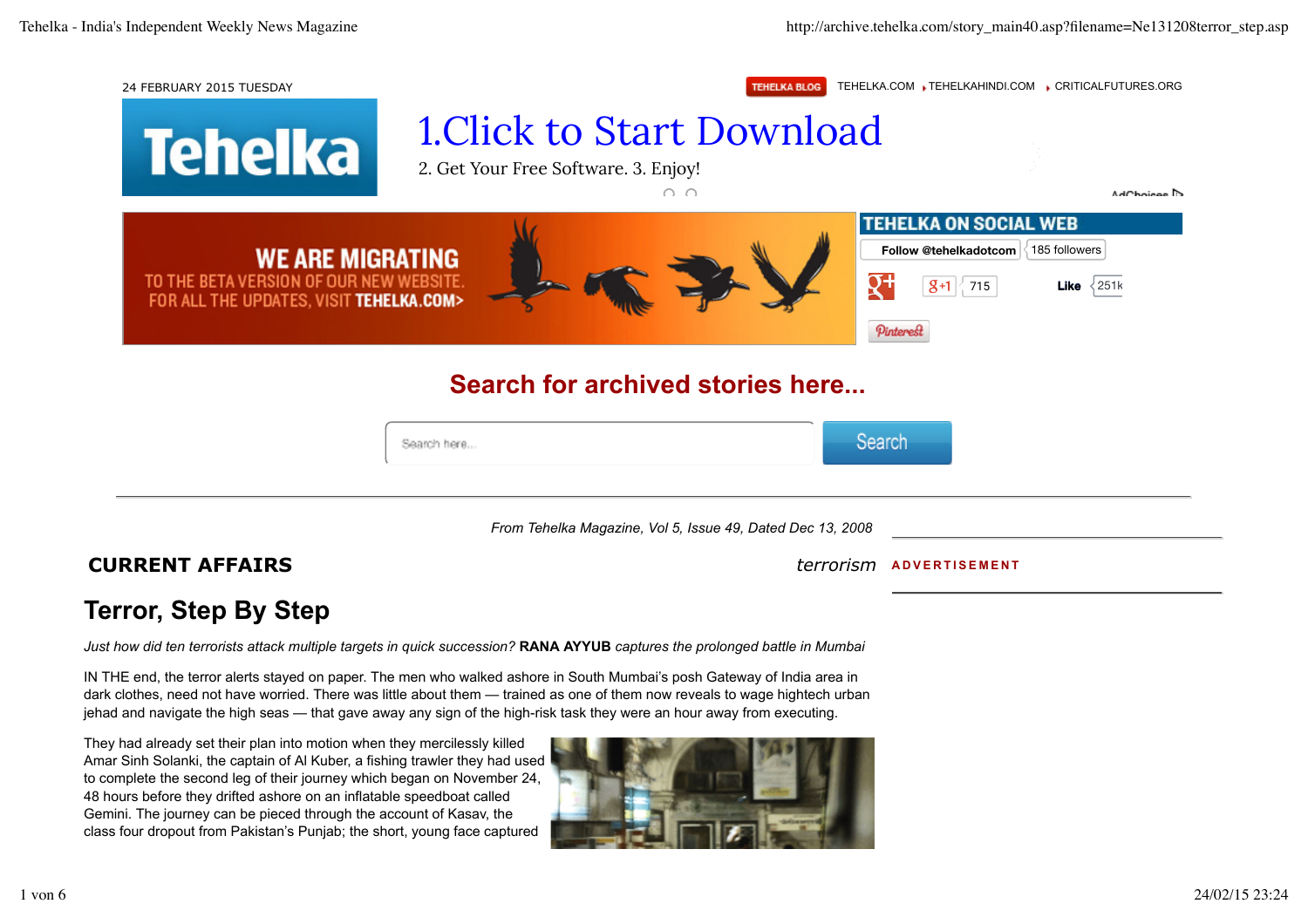24 FEBRUARY 2015 TUESDAY

TEHELKA BLOG | TEHELKA.COM | TEHELKAHINDI.COM | CRITICALFUTURES.ORG

**Tehelka**

TEHELKA ON SOCIAL WEB

Follow @tehelkadotcom 185 followers

715

Like 251k

## Search for archived stories here...

*From Tehelka Magazine, Vol 5, Issue 49, Dated Dec 13, 2008*

**CURRENT AFFAIRS** *terrorism*

# Terror, Step By Step

*Just how did ten terrorists attack multiple targets in quick succession?* **RANA AYYUB** *captures the prolonged battle in Mumbai*

IN THE end, the terror alerts stayed on paper. The men who walked ashore in South Mumbai's posh Gateway of India area in dark clothes, need not have worried. There was little about them — trained as one of them now reveals to wage hightech urban jehad and navigate the high seas — that gave away any sign of the high-risk task they were an hour away from executing.

They had already set their plan into motion when they mercilessly killed Amar Sinh Solanki, the captain of Al Kuber, a fishing trawler they had used to complete the second leg of their journey which began on November 24, 48 hours before they drifted ashore on an inflatable speedboat called Gemini. The journey can be pieced through the account of Kasav, the class four dropout from Pakistan's Punjab; the short, young face captured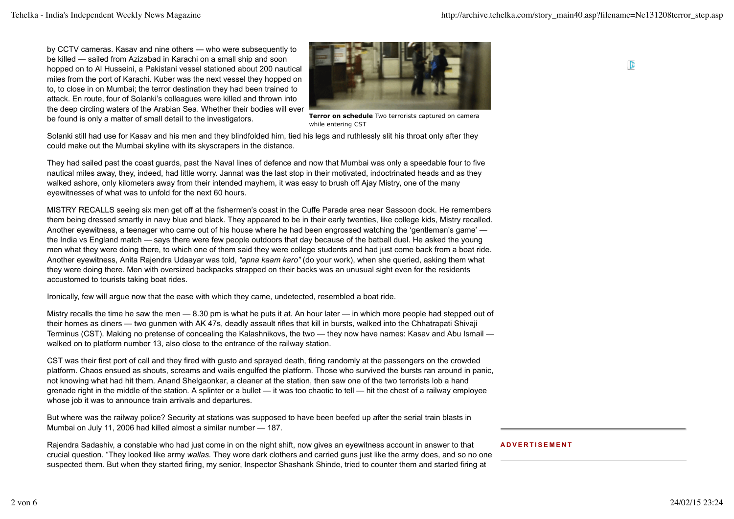by CCTV cameras. Kasav and nine others — who were subsequently to be killed — sailed from Azizabad in Karachi on a small ship and soon hopped on to Al Husseini, a Pakistani vessel stationed about 200 nautical miles from the port of Karachi. Kuber was the next vessel they hopped on to, to close in on Mumbai; the terror destination they had been trained to attack. En route, four of Solanki's colleagues were killed and thrown into the deep circling waters of the Arabian Sea. Whether their bodies will ever be found is only a matter of small detail to the investigators.

**Terror on schedule** Two terrorists captured on camera while entering CST

Solanki still had use for Kasav and his men and they blindfolded him, tied his legs and ruthlessly slit his throat only after they could make out the Mumbai skyline with its skyscrapers in the distance.

They had sailed past the coast guards, past the Naval lines of defence and now that Mumbai was only a speedable four to five nautical miles away, they, indeed, had little worry. Jannat was the last stop in their motivated, indoctrinated heads and as they walked ashore, only kilometers away from their intended mayhem, it was easy to brush off Ajay Mistry, one of the many eyewitnesses of what was to unfold for the next 60 hours.

MISTRY RECALLS seeing six men get off at the fishermen's coast in the Cuffe Parade area near Sassoon dock. He remembers them being dressed smartly in navy blue and black. They appeared to be in their early twenties, like college kids, Mistry recalled. Another eyewitness, a teenager who came out of his house where he had been engrossed watching the 'gentleman's game' — the India vs England match — says there were few people outdoors that day because of the batball duel. He asked the young men what they were doing there, to which one of them said they were college students and had just come back from a boat ride. Another eyewitness, Anita Rajendra Udaayar was told, *"apna kaam karo"* (do your work), when she queried, asking them what they were doing there. Men with oversized backpacks strapped on their backs was an unusual sight even for the residents accustomed to tourists taking boat rides.

Ironically, few will argue now that the ease with which they came, undetected, resembled a boat ride.

Mistry recalls the time he saw the men — 8.30 pm is what he puts it at. An hour later — in which more people had stepped out of their homes as diners — two gunmen with AK 47s, deadly assault rifles that kill in bursts, walked into the Chhatrapati Shivaji Terminus (CST). Making no pretense of concealing the Kalashnikovs, the two — they now have names: Kasav and Abu Ismail — walked on to platform number 13, also close to the entrance of the railway station.

CST was their first port of call and they fired with gusto and sprayed death, firing randomly at the passengers on the crowded platform. Chaos ensued as shouts, screams and wails engulfed the platform. Those who survived the bursts ran around in panic, not knowing what had hit them. Anand Shelgaonkar, a cleaner at the station, then saw one of the two terrorists lob a hand grenade right in the middle of the station. A splinter or a bullet — it was too chaotic to tell — hit the chest of a railway employee whose job it was to announce train arrivals and departures.

But where was the railway police? Security at stations was supposed to have been beefed up after the serial train blasts in Mumbai on July 11, 2006 had killed almost a similar number — 187.

Rajendra Sadashiv, a constable who had just come in on the night shift, now gives an eyewitness account in answer to that crucial question. "They looked like army *wallas.* They wore dark clothers and carried guns just like the army does, and so no one suspected them. But when they started firing, my senior, Inspector Shashank Shinde, tried to counter them and started firing at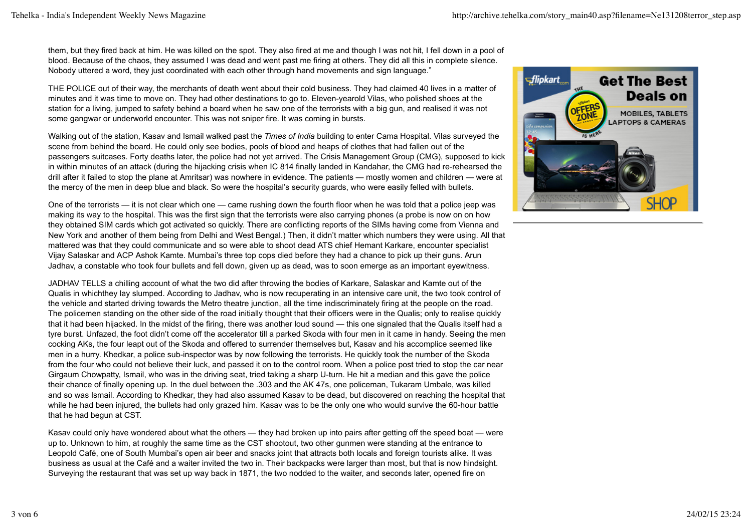them, but they fired back at him. He was killed on the spot. They also fired at me and though I was not hit, I fell down in a pool of blood. Because of the chaos, they assumed I was dead and went past me firing at others. They did all this in complete silence. Nobody uttered a word, they just coordinated with each other through hand movements and sign language."

THE POLICE out of their way, the merchants of death went about their cold business. They had claimed 40 lives in a matter of minutes and it was time to move on. They had other destinations to go to. Eleven-yearold Vilas, who polished shoes at the station for a living, jumped to safety behind a board when he saw one of the terrorists with a big gun, and realised it was not some gangwar or underworld encounter. This was not sniper fire. It was coming in bursts.

Walking out of the station, Kasav and Ismail walked past the *Times of India* building to enter Cama Hospital. Vilas surveyed the scene from behind the board. He could only see bodies, pools of blood and heaps of clothes that had fallen out of the passengers suitcases. Forty deaths later, the police had not yet arrived. The Crisis Management Group (CMG), supposed to kick in within minutes of an attack (during the hijacking crisis when IC 814 finally landed in Kandahar, the CMG had re-rehearsed the drill after it failed to stop the plane at Amritsar) was nowhere in evidence. The patients — mostly women and children — were at the mercy of the men in deep blue and black. So were the hospital's security guards, who were easily felled with bullets.

One of the terrorists — it is not clear which one — came rushing down the fourth floor when he was told that a police jeep was making its way to the hospital. This was the first sign that the terrorists were also carrying phones (a probe is now on on how they obtained SIM cards which got activated so quickly. There are conflicting reports of the SIMs having come from Vienna and New York and another of them being from Delhi and West Bengal.) Then, it didn't matter which numbers they were using. All that mattered was that they could communicate and so were able to shoot dead ATS chief Hemant Karkare, encounter specialist Vijay Salaskar and ACP Ashok Kamte. Mumbai's three top cops died before they had a chance to pick up their guns. Arun Jadhav, a constable who took four bullets and fell down, given up as dead, was to soon emerge as an important eyewitness.

JADHAV TELLS a chilling account of what the two did after throwing the bodies of Karkare, Salaskar and Kamte out of the Qualis in whichthey lay slumped. According to Jadhav, who is now recuperating in an intensive care unit, the two took control of the vehicle and started driving towards the Metro theatre junction, all the time indiscriminately firing at the people on the road. The policemen standing on the other side of the road initially thought that their officers were in the Qualis; only to realise quickly that it had been hijacked. In the midst of the firing, there was another loud sound — this one signaled that the Qualis itself had a tyre burst. Unfazed, the foot didn't come off the accelerator till a parked Skoda with four men in it came in handy. Seeing the men cocking AKs, the four leapt out of the Skoda and offered to surrender themselves but, Kasav and his accomplice seemed like men in a hurry. Khedkar, a police sub-inspector was by now following the terrorists. He quickly took the number of the Skoda from the four who could not believe their luck, and passed it on to the control room. When a police post tried to stop the car near Girgaum Chowpatty, Ismail, who was in the driving seat, tried taking a sharp U-turn. He hit a median and this gave the police their chance of finally opening up. In the duel between the .303 and the AK 47s, one policeman, Tukaram Umbale, was killed and so was Ismail. According to Khedkar, they had also assumed Kasav to be dead, but discovered on reaching the hospital that while he had been injured, the bullets had only grazed him. Kasav was to be the only one who would survive the 60-hour battle that he had begun at CST.

Kasav could only have wondered about what the others — they had broken up into pairs after getting off the speed boat — were up to. Unknown to him, at roughly the same time as the CST shootout, two other gunmen were standing at the entrance to Leopold Café, one of South Mumbai's open air beer and snacks joint that attracts both locals and foreign tourists alike. It was business as usual at the Café and a waiter invited the two in. Their backpacks were larger than most, but that is now hindsight. Surveying the restaurant that was set up way back in 1871, the two nodded to the waiter, and seconds later, opened fire on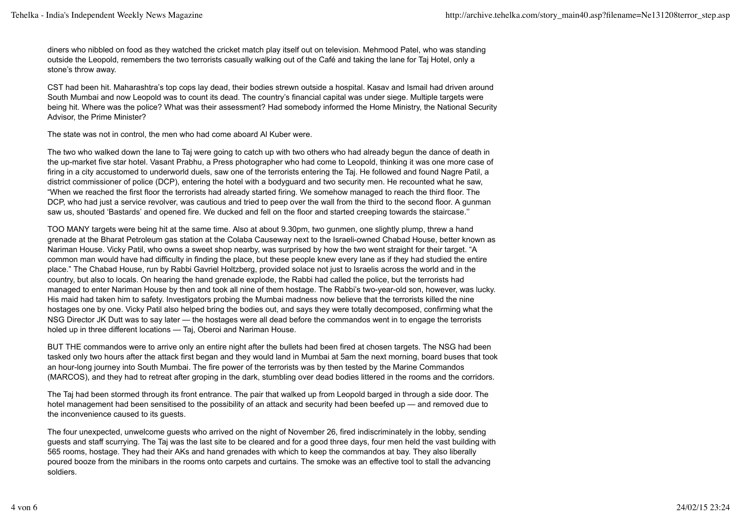diners who nibbled on food as they watched the cricket match play itself out on television. Mehmood Patel, who was standing outside the Leopold, remembers the two terrorists casually walking out of the Café and taking the lane for Taj Hotel, only a stone's throw away.

CST had been hit. Maharashtra's top cops lay dead, their bodies strewn outside a hospital. Kasav and Ismail had driven around South Mumbai and now Leopold was to count its dead. The country's financial capital was under siege. Multiple targets were being hit. Where was the police? What was their assessment? Had somebody informed the Home Ministry, the National Security Advisor, the Prime Minister?

The state was not in control, the men who had come aboard Al Kuber were.

The two who walked down the lane to Taj were going to catch up with two others who had already begun the dance of death in the up-market five star hotel. Vasant Prabhu, a Press photographer who had come to Leopold, thinking it was one more case of firing in a city accustomed to underworld duels, saw one of the terrorists entering the Taj. He followed and found Nagre Patil, a district commissioner of police (DCP), entering the hotel with a bodyguard and two security men. He recounted what he saw, "When we reached the first floor the terrorists had already started firing. We somehow managed to reach the third floor. The DCP, who had just a service revolver, was cautious and tried to peep over the wall from the third to the second floor. A gunman saw us, shouted 'Bastards' and opened fire. We ducked and fell on the floor and started creeping towards the staircase.''

TOO MANY targets were being hit at the same time. Also at about 9.30pm, two gunmen, one slightly plump, threw a hand grenade at the Bharat Petroleum gas station at the Colaba Causeway next to the Israeli-owned Chabad House, better known as Nariman House. Vicky Patil, who owns a sweet shop nearby, was surprised by how the two went straight for their target. "A common man would have had difficulty in finding the place, but these people knew every lane as if they had studied the entire place." The Chabad House, run by Rabbi Gavriel Holtzberg, provided solace not just to Israelis across the world and in the country, but also to locals. On hearing the hand grenade explode, the Rabbi had called the police, but the terrorists had managed to enter Nariman House by then and took all nine of them hostage. The Rabbi's two-year-old son, however, was lucky. His maid had taken him to safety. Investigators probing the Mumbai madness now believe that the terrorists killed the nine hostages one by one. Vicky Patil also helped bring the bodies out, and says they were totally decomposed, confirming what the NSG Director JK Dutt was to say later — the hostages were all dead before the commandos went in to engage the terrorists holed up in three different locations — Taj, Oberoi and Nariman House.

BUT THE commandos were to arrive only an entire night after the bullets had been fired at chosen targets. The NSG had been tasked only two hours after the attack first began and they would land in Mumbai at 5am the next morning, board buses that took an hour-long journey into South Mumbai. The fire power of the terrorists was by then tested by the Marine Commandos (MARCOS), and they had to retreat after groping in the dark, stumbling over dead bodies littered in the rooms and the corridors.

The Taj had been stormed through its front entrance. The pair that walked up from Leopold barged in through a side door. The hotel management had been sensitised to the possibility of an attack and security had been beefed up — and removed due to the inconvenience caused to its guests.

The four unexpected, unwelcome guests who arrived on the night of November 26, fired indiscriminately in the lobby, sending guests and staff scurrying. The Taj was the last site to be cleared and for a good three days, four men held the vast building with 565 rooms, hostage. They had their AKs and hand grenades with which to keep the commandos at bay. They also liberally poured booze from the minibars in the rooms onto carpets and curtains. The smoke was an effective tool to stall the advancing soldiers.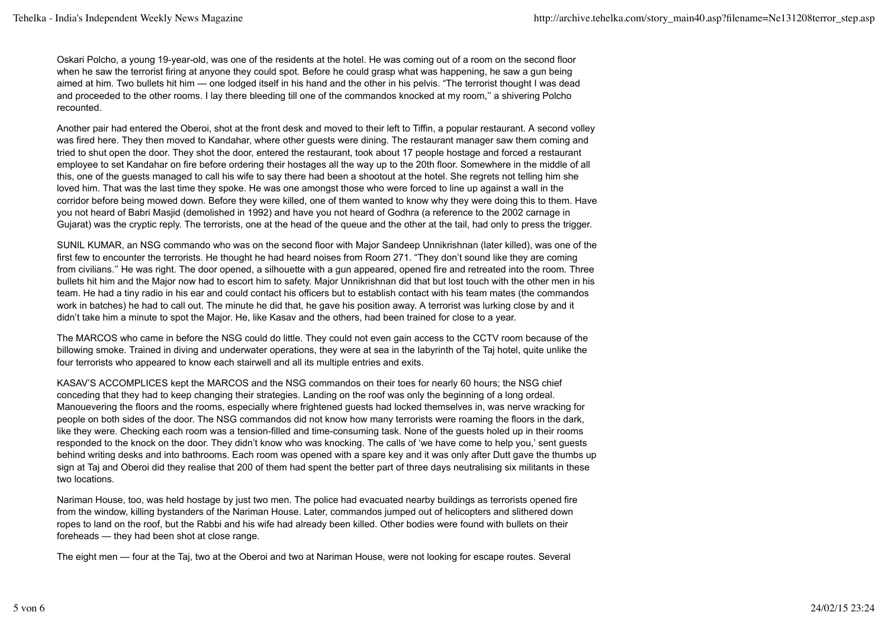Oskari Polcho, a young 19-year-old, was one of the residents at the hotel. He was coming out of a room on the second floor when he saw the terrorist firing at anyone they could spot. Before he could grasp what was happening, he saw a gun being aimed at him. Two bullets hit him — one lodged itself in his hand and the other in his pelvis. "The terrorist thought I was dead and proceeded to the other rooms. I lay there bleeding till one of the commandos knocked at my room,'' a shivering Polcho recounted.

Another pair had entered the Oberoi, shot at the front desk and moved to their left to Tiffin, a popular restaurant. A second volley was fired here. They then moved to Kandahar, where other guests were dining. The restaurant manager saw them coming and tried to shut open the door. They shot the door, entered the restaurant, took about 17 people hostage and forced a restaurant employee to set Kandahar on fire before ordering their hostages all the way up to the 20th floor. Somewhere in the middle of all this, one of the guests managed to call his wife to say there had been a shootout at the hotel. She regrets not telling him she loved him. That was the last time they spoke. He was one amongst those who were forced to line up against a wall in the corridor before being mowed down. Before they were killed, one of them wanted to know why they were doing this to them. Have you not heard of Babri Masjid (demolished in 1992) and have you not heard of Godhra (a reference to the 2002 carnage in Gujarat) was the cryptic reply. The terrorists, one at the head of the queue and the other at the tail, had only to press the trigger.

SUNIL KUMAR, an NSG commando who was on the second floor with Major Sandeep Unnikrishnan (later killed), was one of the first few to encounter the terrorists. He thought he had heard noises from Room 271. "They don't sound like they are coming from civilians.'' He was right. The door opened, a silhouette with a gun appeared, opened fire and retreated into the room. Three bullets hit him and the Major now had to escort him to safety. Major Unnikrishnan did that but lost touch with the other men in his team. He had a tiny radio in his ear and could contact his officers but to establish contact with his team mates (the commandos work in batches) he had to call out. The minute he did that, he gave his position away. A terrorist was lurking close by and it didn't take him a minute to spot the Major. He, like Kasav and the others, had been trained for close to a year.

The MARCOS who came in before the NSG could do little. They could not even gain access to the CCTV room because of the billowing smoke. Trained in diving and underwater operations, they were at sea in the labyrinth of the Taj hotel, quite unlike the four terrorists who appeared to know each stairwell and all its multiple entries and exits.

KASAV'S ACCOMPLICES kept the MARCOS and the NSG commandos on their toes for nearly 60 hours; the NSG chief conceding that they had to keep changing their strategies. Landing on the roof was only the beginning of a long ordeal. Manouevering the floors and the rooms, especially where frightened guests had locked themselves in, was nerve wracking for people on both sides of the door. The NSG commandos did not know how many terrorists were roaming the floors in the dark, like they were. Checking each room was a tension-filled and time-consuming task. None of the guests holed up in their rooms responded to the knock on the door. They didn't know who was knocking. The calls of 'we have come to help you,' sent guests behind writing desks and into bathrooms. Each room was opened with a spare key and it was only after Dutt gave the thumbs up sign at Taj and Oberoi did they realise that 200 of them had spent the better part of three days neutralising six militants in these two locations.

Nariman House, too, was held hostage by just two men. The police had evacuated nearby buildings as terrorists opened fire from the window, killing bystanders of the Nariman House. Later, commandos jumped out of helicopters and slithered down ropes to land on the roof, but the Rabbi and his wife had already been killed. Other bodies were found with bullets on their foreheads — they had been shot at close range.

The eight men — four at the Taj, two at the Oberoi and two at Nariman House, were not looking for escape routes. Several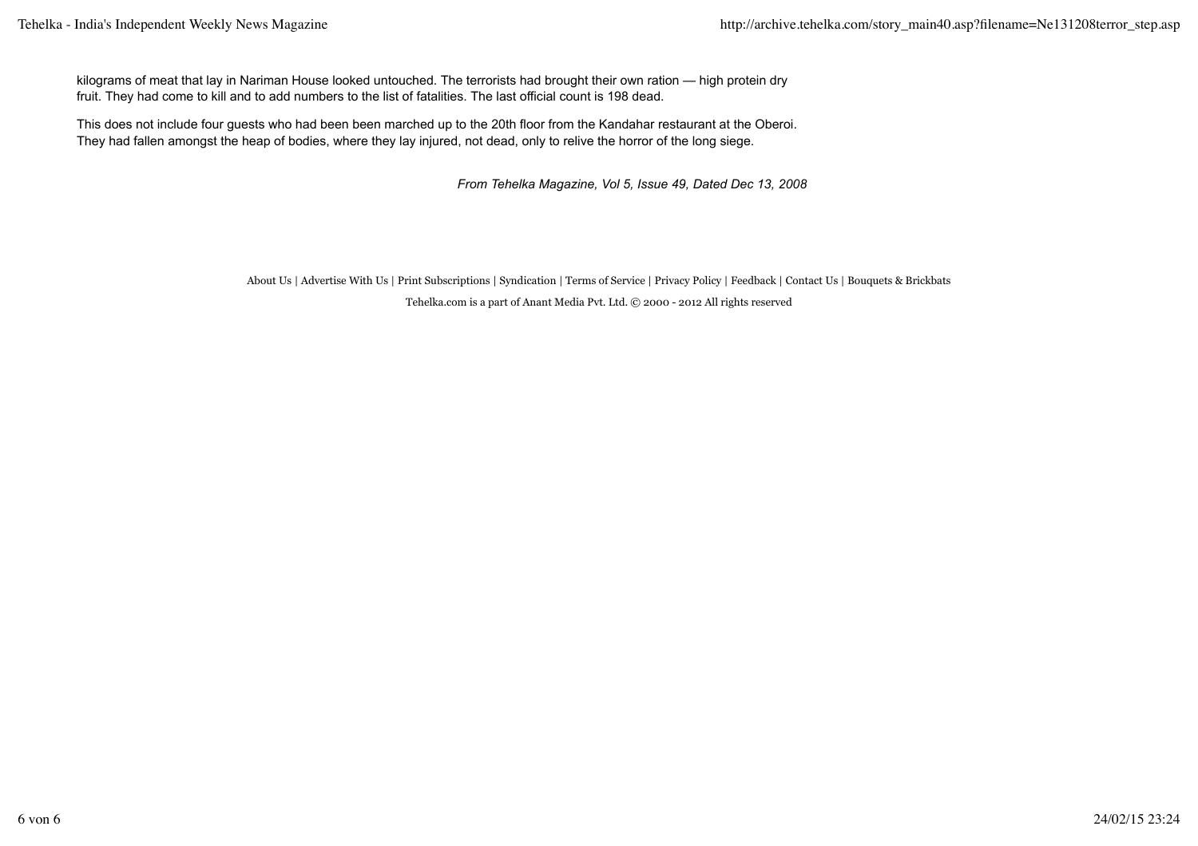kilograms of meat that lay in Nariman House looked untouched. The terrorists had brought their own ration — high protein dry fruit. They had come to kill and to add numbers to the list of fatalities. The last official count is 198 dead.

This does not include four guests who had been been marched up to the 20th floor from the Kandahar restaurant at the Oberoi. They had fallen amongst the heap of bodies, where they lay injured, not dead, only to relive the horror of the long siege.

*From Tehelka Magazine, Vol 5, Issue 49, Dated Dec 13, 2008*

About Us | Advertise With Us | Print Subscriptions | Syndication | Terms of Service | Privacy Policy | Feedback | Contact Us | Bouquets & Brickbats

Tehelka.com is a part of Anant Media Pvt. Ltd. © 2000 - 2012 All rights reserved